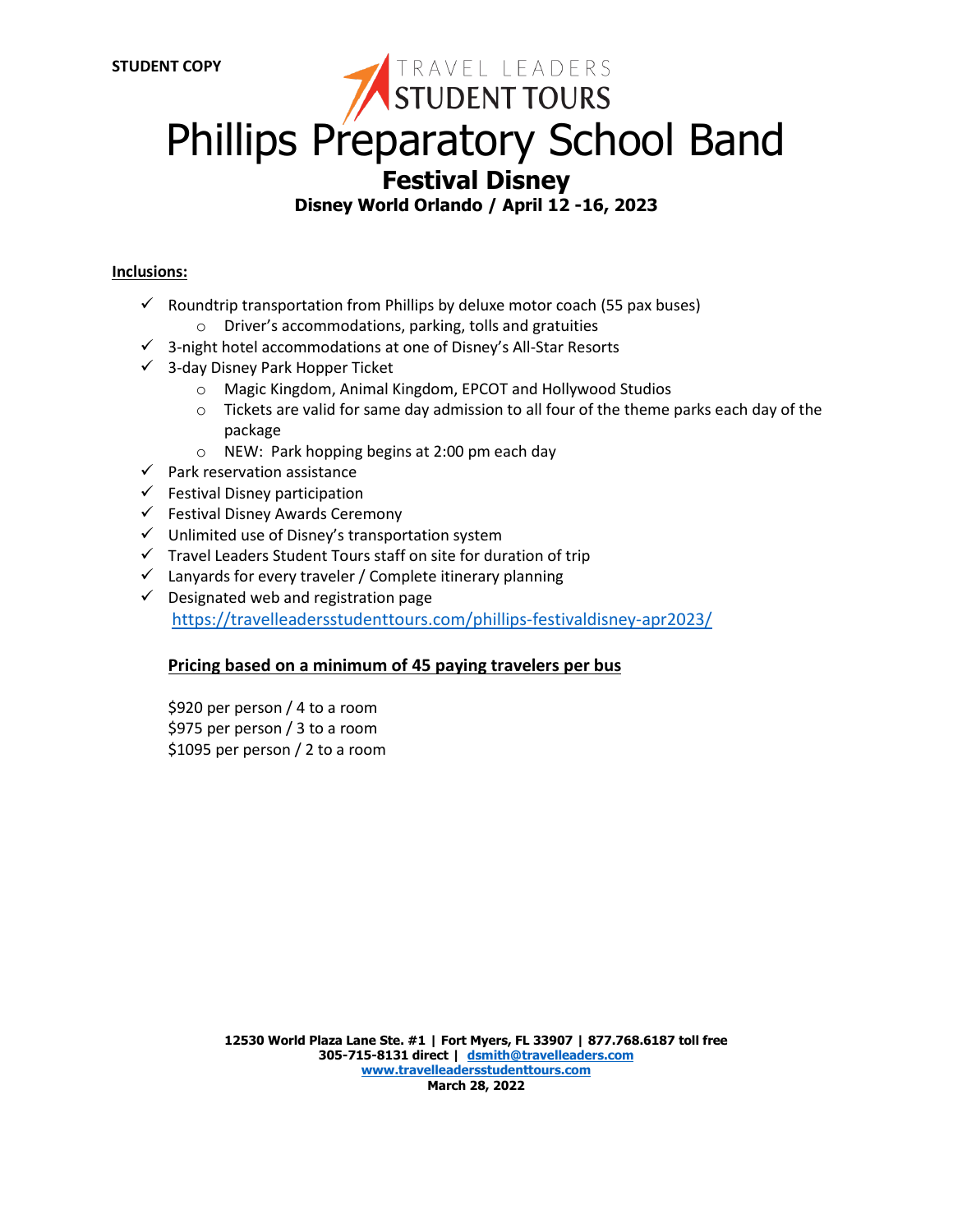**STUDENT COPY**

TRAVEL LEADERS STUDENT TOURS

# Phillips Preparatory School Band

## Festival Disney

### Disney World Orlando / April 12 -16, 2023

**Inclusions:**

- ✓ Roundtrip transportation from Phillips by deluxe motor coach (55 pax buses)
  - Driver's accommodations, parking, tolls and gratuities
- ✓ 3-night hotel accommodations at one of Disney's All-Star Resorts
- ✓ 3-day Disney Park Hopper Ticket
  - Magic Kingdom, Animal Kingdom, EPCOT and Hollywood Studios
  - Tickets are valid for same day admission to all four of the theme parks each day of the package
  - NEW: Park hopping begins at 2:00 pm each day
- ✓ Park reservation assistance
- ✓ Festival Disney participation
- ✓ Festival Disney Awards Ceremony
- ✓ Unlimited use of Disney's transportation system
- ✓ Travel Leaders Student Tours staff on site for duration of trip
- ✓ Lanyards for every traveler / Complete itinerary planning
- ✓ Designated web and registration page
  https://travelleadersstudenttours.com/phillips-festivaldisney-apr2023/

**Pricing based on a minimum of 45 paying travelers per bus**

$920 per person / 4 to a room
$975 per person / 3 to a room
$1095 per person / 2 to a room

**12530 World Plaza Lane Ste. #1 | Fort Myers, FL 33907 | 877.768.6187 toll free**
**305-715-8131 direct | dsmith@travelleaders.com**
**www.travelleadersstudenttours.com**
**March 28, 2022**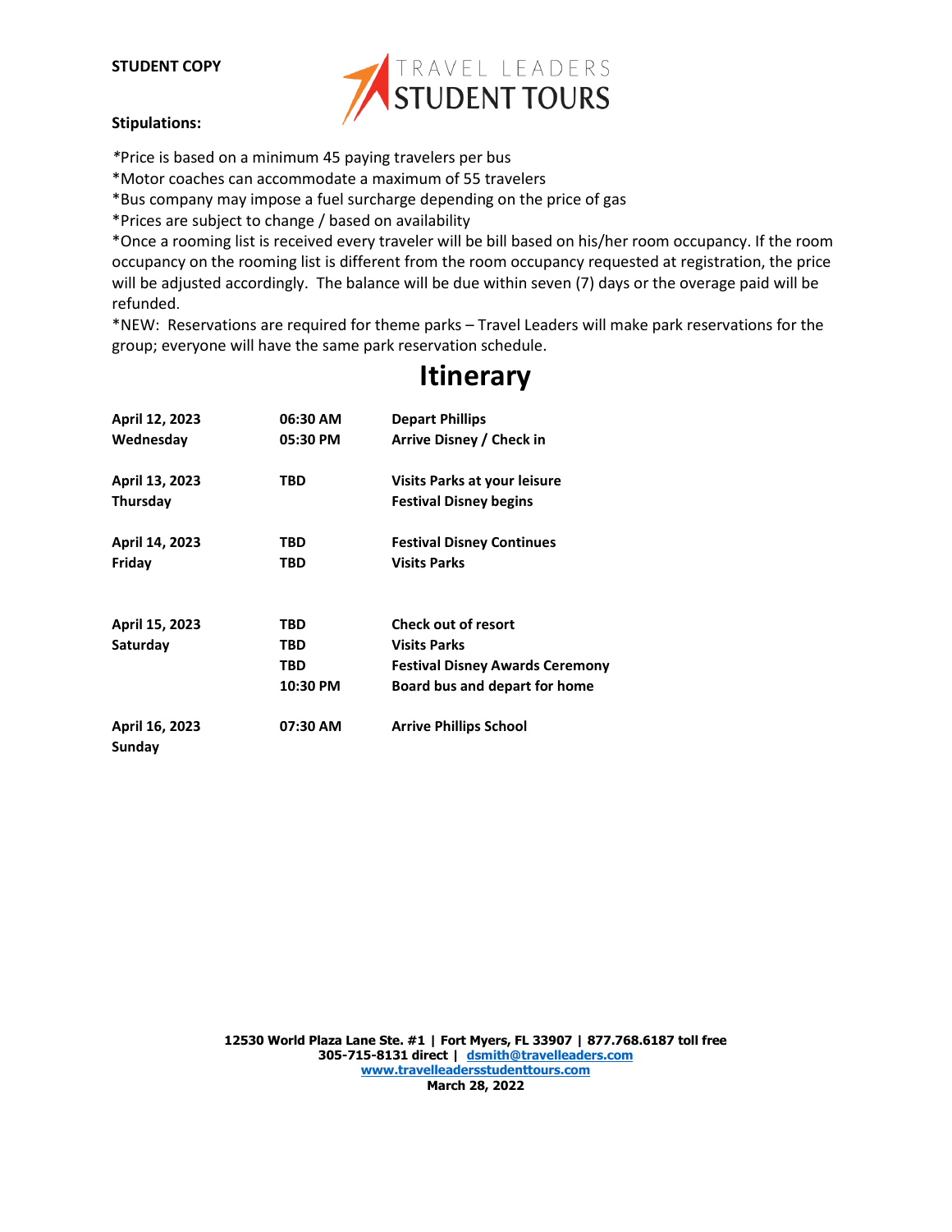**STUDENT COPY**

TRAVEL LEADERS STUDENT TOURS

**Stipulations:**

*Price is based on a minimum 45 paying travelers per bus
*Motor coaches can accommodate a maximum of 55 travelers
*Bus company may impose a fuel surcharge depending on the price of gas
*Prices are subject to change / based on availability
*Once a rooming list is received every traveler will be bill based on his/her room occupancy. If the room occupancy on the rooming list is different from the room occupancy requested at registration, the price will be adjusted accordingly. The balance will be due within seven (7) days or the overage paid will be refunded.
*NEW: Reservations are required for theme parks – Travel Leaders will make park reservations for the group; everyone will have the same park reservation schedule.

# Itinerary

| Date | Time | Activity |
|---|---|---|
| **April 12, 2023** | **06:30 AM** | **Depart Phillips** |
| **Wednesday** | **05:30 PM** | **Arrive Disney / Check in** |
| **April 13, 2023** | **TBD** | **Visits Parks at your leisure** |
| **Thursday** | | **Festival Disney begins** |
| **April 14, 2023** | **TBD** | **Festival Disney Continues** |
| **Friday** | **TBD** | **Visits Parks** |
| **April 15, 2023** | **TBD** | **Check out of resort** |
| **Saturday** | **TBD** | **Visits Parks** |
| | **TBD** | **Festival Disney Awards Ceremony** |
| | **10:30 PM** | **Board bus and depart for home** |
| **April 16, 2023** | **07:30 AM** | **Arrive Phillips School** |
| **Sunday** | | |

**12530 World Plaza Lane Ste. #1 | Fort Myers, FL 33907 | 877.768.6187 toll free**
**305-715-8131 direct | dsmith@travelleaders.com**
**www.travelleadersstudenttours.com**
**March 28, 2022**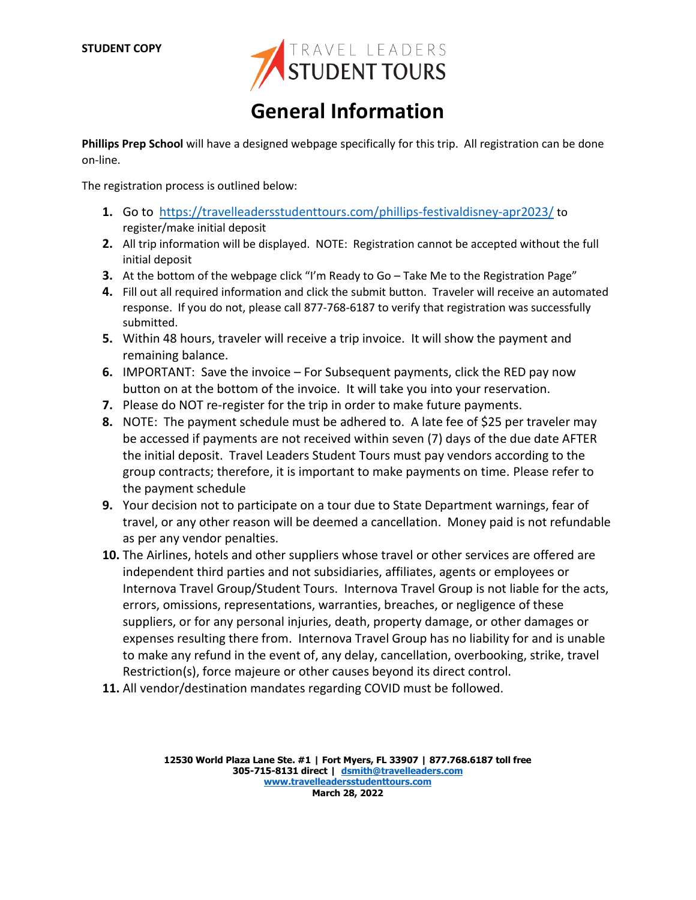**STUDENT COPY**

TRAVEL LEADERS
STUDENT TOURS

# General Information

**Phillips Prep School** will have a designed webpage specifically for this trip. All registration can be done on-line.

The registration process is outlined below:

1. Go to https://travelleadersstudenttours.com/phillips-festivaldisney-apr2023/ to register/make initial deposit
2. All trip information will be displayed. NOTE: Registration cannot be accepted without the full initial deposit
3. At the bottom of the webpage click "I'm Ready to Go – Take Me to the Registration Page"
4. Fill out all required information and click the submit button. Traveler will receive an automated response. If you do not, please call 877-768-6187 to verify that registration was successfully submitted.
5. Within 48 hours, traveler will receive a trip invoice. It will show the payment and remaining balance.
6. IMPORTANT: Save the invoice – For Subsequent payments, click the RED pay now button on at the bottom of the invoice. It will take you into your reservation.
7. Please do NOT re-register for the trip in order to make future payments.
8. NOTE: The payment schedule must be adhered to. A late fee of $25 per traveler may be accessed if payments are not received within seven (7) days of the due date AFTER the initial deposit. Travel Leaders Student Tours must pay vendors according to the group contracts; therefore, it is important to make payments on time. Please refer to the payment schedule
9. Your decision not to participate on a tour due to State Department warnings, fear of travel, or any other reason will be deemed a cancellation. Money paid is not refundable as per any vendor penalties.
10. The Airlines, hotels and other suppliers whose travel or other services are offered are independent third parties and not subsidiaries, affiliates, agents or employees or Internova Travel Group/Student Tours. Internova Travel Group is not liable for the acts, errors, omissions, representations, warranties, breaches, or negligence of these suppliers, or for any personal injuries, death, property damage, or other damages or expenses resulting there from. Internova Travel Group has no liability for and is unable to make any refund in the event of, any delay, cancellation, overbooking, strike, travel Restriction(s), force majeure or other causes beyond its direct control.
11. All vendor/destination mandates regarding COVID must be followed.

**12530 World Plaza Lane Ste. #1 | Fort Myers, FL 33907 | 877.768.6187 toll free**
**305-715-8131 direct | dsmith@travelleaders.com**
**www.travelleadersstudenttours.com**
**March 28, 2022**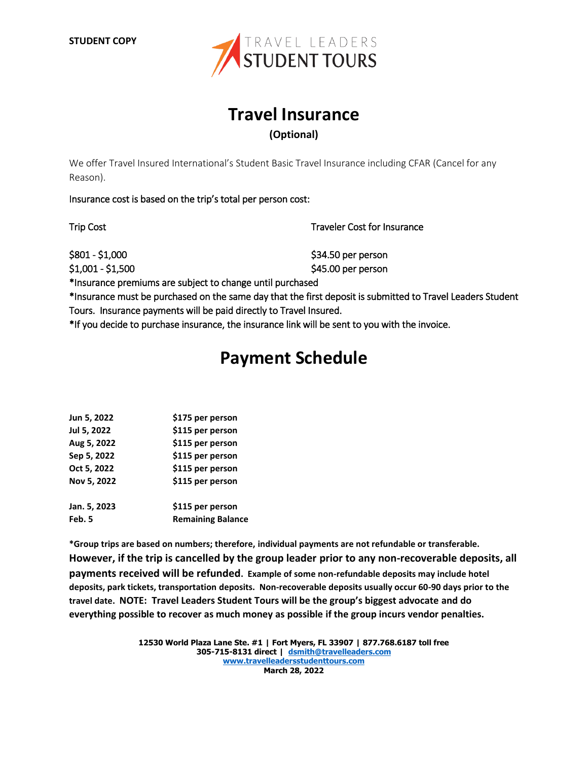**STUDENT COPY**

TRAVEL LEADERS STUDENT TOURS

# Travel Insurance

**(Optional)**

We offer Travel Insured International's Student Basic Travel Insurance including CFAR (Cancel for any Reason).

Insurance cost is based on the trip's total per person cost:

| Trip Cost | Traveler Cost for Insurance |
|---|---|
| $801 - $1,000 | $34.50 per person |
| $1,001 - $1,500 | $45.00 per person |

*Insurance premiums are subject to change until purchased

*Insurance must be purchased on the same day that the first deposit is submitted to Travel Leaders Student Tours. Insurance payments will be paid directly to Travel Insured.

*If you decide to purchase insurance, the insurance link will be sent to you with the invoice.

# Payment Schedule

| | |
|---|---|
| **Jun 5, 2022** | **$175 per person** |
| **Jul 5, 2022** | **$115 per person** |
| **Aug 5, 2022** | **$115 per person** |
| **Sep 5, 2022** | **$115 per person** |
| **Oct 5, 2022** | **$115 per person** |
| **Nov 5, 2022** | **$115 per person** |
| **Jan. 5, 2023** | **$115 per person** |
| **Feb. 5** | **Remaining Balance** |

**\*Group trips are based on numbers; therefore, individual payments are not refundable or transferable. However, if the trip is cancelled by the group leader prior to any non-recoverable deposits, all payments received will be refunded. Example of some non-refundable deposits may include hotel deposits, park tickets, transportation deposits. Non-recoverable deposits usually occur 60-90 days prior to the travel date. NOTE: Travel Leaders Student Tours will be the group's biggest advocate and do everything possible to recover as much money as possible if the group incurs vendor penalties.**

**12530 World Plaza Lane Ste. #1 | Fort Myers, FL 33907 | 877.768.6187 toll free**
**305-715-8131 direct | dsmith@travelleaders.com**
**www.travelleadersstudenttours.com**
**March 28, 2022**